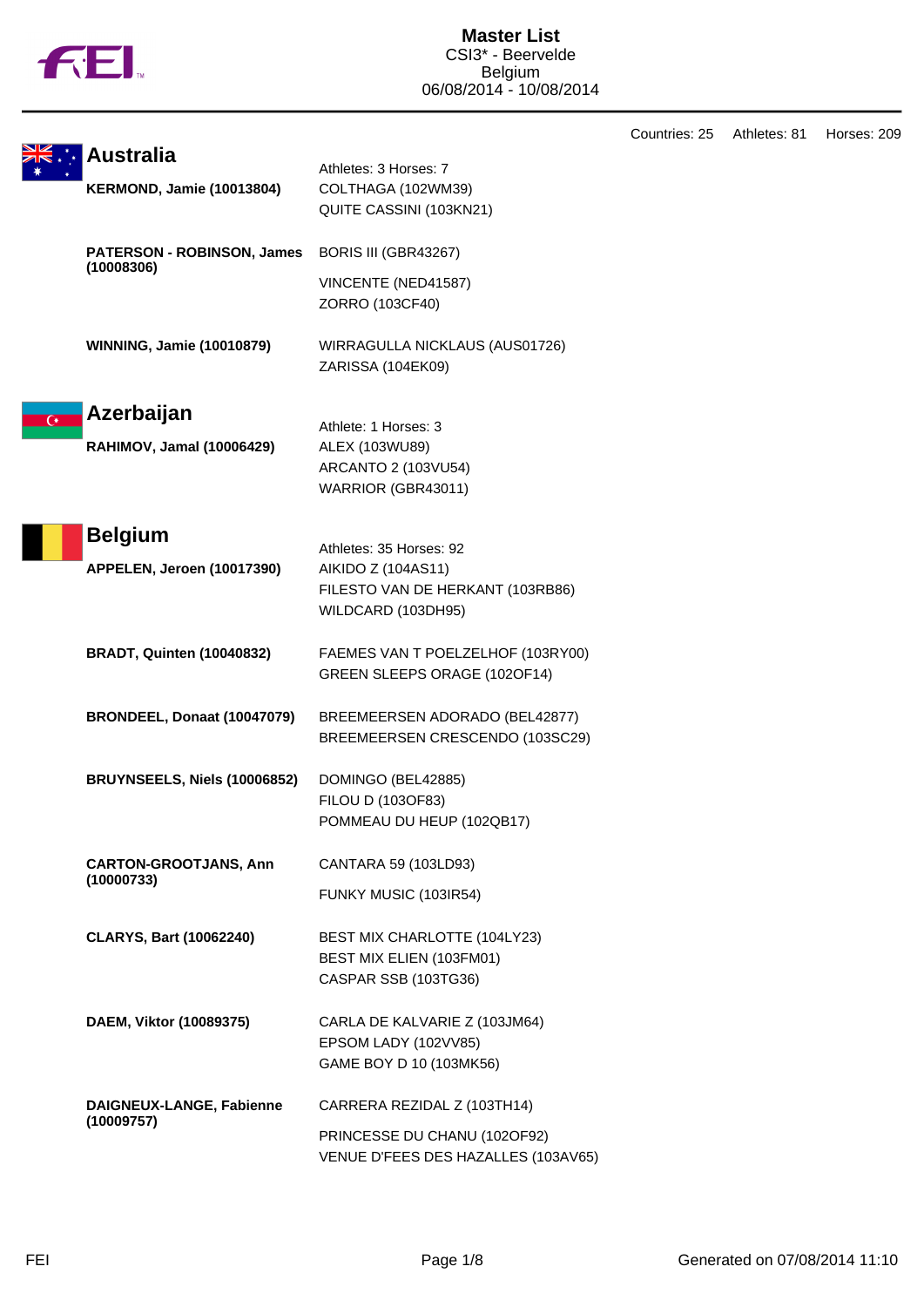# Master List

CSI3* - Beervelde
Belgium
06/08/2014 - 10/08/2014

Countries: 25 Athletes: 81 Horses: 209

## Australia

Athletes: 3 Horses: 7

**KERMOND, Jamie (10013804)**
- COLTHAGA (102WM39)
- QUITE CASSINI (103KN21)

**PATERSON - ROBINSON, James (10008306)**
- BORIS III (GBR43267)
- VINCENTE (NED41587)
- ZORRO (103CF40)

**WINNING, Jamie (10010879)**
- WIRRAGULLA NICKLAUS (AUS01726)
- ZARISSA (104EK09)

## Azerbaijan

Athlete: 1 Horses: 3

**RAHIMOV, Jamal (10006429)**
- ALEX (103WU89)
- ARCANTO 2 (103VU54)
- WARRIOR (GBR43011)

## Belgium

Athletes: 35 Horses: 92

**APPELEN, Jeroen (10017390)**
- AIKIDO Z (104AS11)
- FILESTO VAN DE HERKANT (103RB86)
- WILDCARD (103DH95)

**BRADT, Quinten (10040832)**
- FAEMES VAN T POELZELHOF (103RY00)
- GREEN SLEEPS ORAGE (102OF14)

**BRONDEEL, Donaat (10047079)**
- BREEMEERSEN ADORADO (BEL42877)
- BREEMEERSEN CRESCENDO (103SC29)

**BRUYNSEELS, Niels (10006852)**
- DOMINGO (BEL42885)
- FILOU D (103OF83)
- POMMEAU DU HEUP (102QB17)

**CARTON-GROOTJANS, Ann (10000733)**
- CANTARA 59 (103LD93)
- FUNKY MUSIC (103IR54)

**CLARYS, Bart (10062240)**
- BEST MIX CHARLOTTE (104LY23)
- BEST MIX ELIEN (103FM01)
- CASPAR SSB (103TG36)

**DAEM, Viktor (10089375)**
- CARLA DE KALVARIE Z (103JM64)
- EPSOM LADY (102VV85)
- GAME BOY D 10 (103MK56)

**DAIGNEUX-LANGE, Fabienne (10009757)**
- CARRERA REZIDAL Z (103TH14)
- PRINCESSE DU CHANU (102OF92)
- VENUE D'FEES DES HAZALLES (103AV65)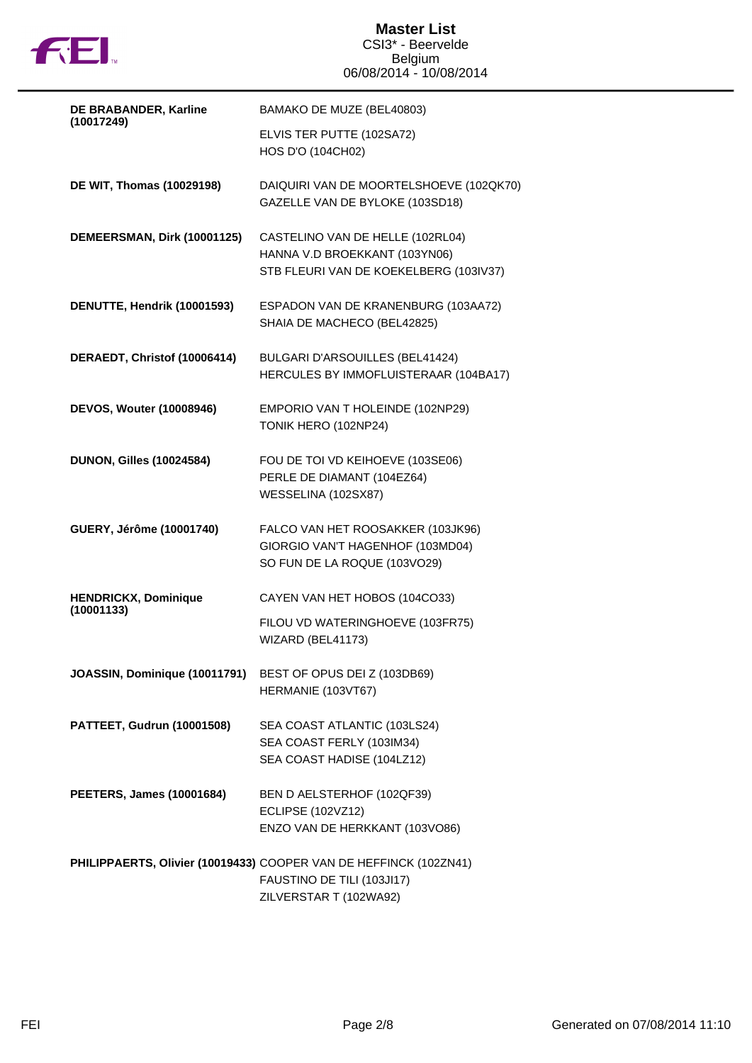# Master List

CSI3* - Beervelde
Belgium
06/08/2014 - 10/08/2014

| Rider | Horses |
|---|---|
| **DE BRABANDER, Karline (10017249)** | BAMAKO DE MUZE (BEL40803)<br>ELVIS TER PUTTE (102SA72)<br>HOS D'O (104CH02) |
| **DE WIT, Thomas (10029198)** | DAIQUIRI VAN DE MOORTELSHOEVE (102QK70)<br>GAZELLE VAN DE BYLOKE (103SD18) |
| **DEMEERSMAN, Dirk (10001125)** | CASTELINO VAN DE HELLE (102RL04)<br>HANNA V.D BROEKKANT (103YN06)<br>STB FLEURI VAN DE KOEKELBERG (103IV37) |
| **DENUTTE, Hendrik (10001593)** | ESPADON VAN DE KRANENBURG (103AA72)<br>SHAIA DE MACHECO (BEL42825) |
| **DERAEDT, Christof (10006414)** | BULGARI D'ARSOUILLES (BEL41424)<br>HERCULES BY IMMOFLUISTERAAR (104BA17) |
| **DEVOS, Wouter (10008946)** | EMPORIO VAN T HOLEINDE (102NP29)<br>TONIK HERO (102NP24) |
| **DUNON, Gilles (10024584)** | FOU DE TOI VD KEIHOEVE (103SE06)<br>PERLE DE DIAMANT (104EZ64)<br>WESSELINA (102SX87) |
| **GUERY, Jérôme (10001740)** | FALCO VAN HET ROOSAKKER (103JK96)<br>GIORGIO VAN'T HAGENHOF (103MD04)<br>SO FUN DE LA ROQUE (103VO29) |
| **HENDRICKX, Dominique (10001133)** | CAYEN VAN HET HOBOS (104CO33)<br>FILOU VD WATERINGHOEVE (103FR75)<br>WIZARD (BEL41173) |
| **JOASSIN, Dominique (10011791)** | BEST OF OPUS DEI Z (103DB69)<br>HERMANIE (103VT67) |
| **PATTEET, Gudrun (10001508)** | SEA COAST ATLANTIC (103LS24)<br>SEA COAST FERLY (103IM34)<br>SEA COAST HADISE (104LZ12) |
| **PEETERS, James (10001684)** | BEN D AELSTERHOF (102QF39)<br>ECLIPSE (102VZ12)<br>ENZO VAN DE HERKKANT (103VO86) |
| **PHILIPPAERTS, Olivier (10019433)** | COOPER VAN DE HEFFINCK (102ZN41)<br>FAUSTINO DE TILI (103JI17)<br>ZILVERSTAR T (102WA92) |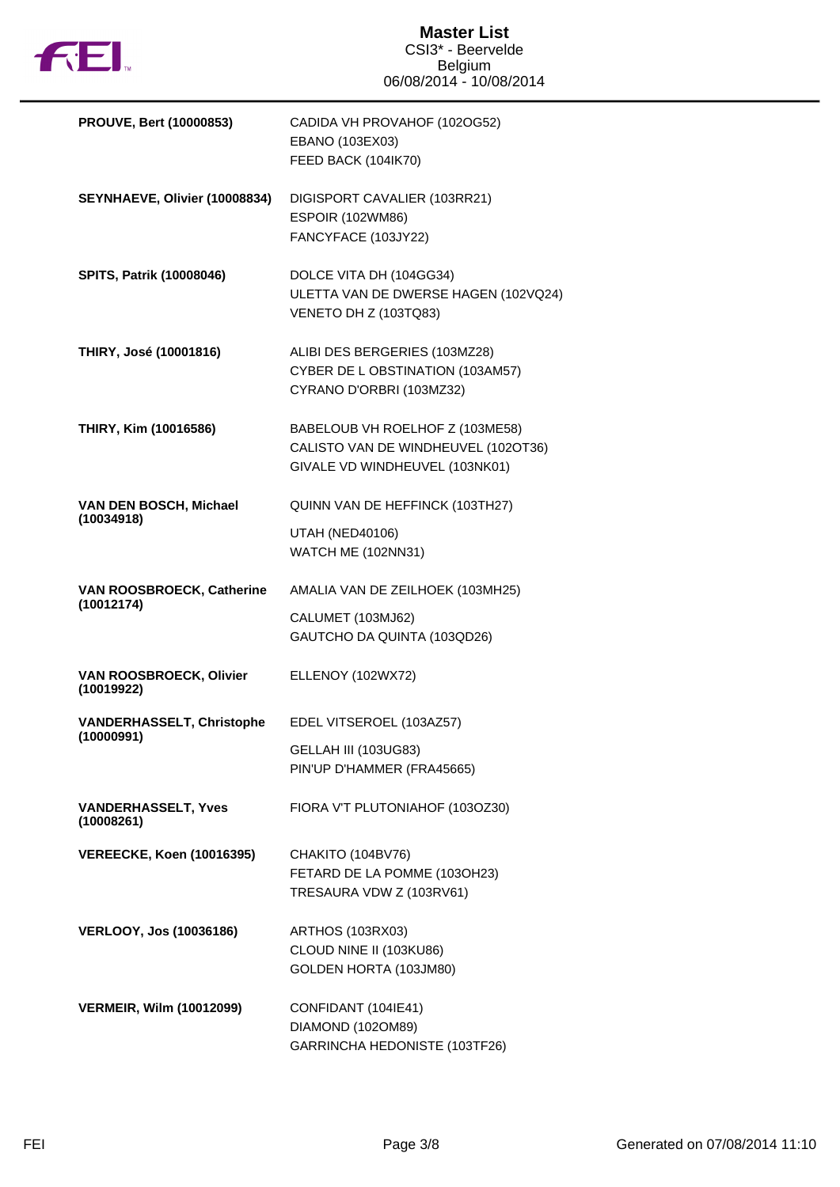| | |
|---|---|
| **PROUVE, Bert (10000853)** | CADIDA VH PROVAHOF (102OG52)<br>EBANO (103EX03)<br>FEED BACK (104IK70) |
| **SEYNHAEVE, Olivier (10008834)** | DIGISPORT CAVALIER (103RR21)<br>ESPOIR (102WM86)<br>FANCYFACE (103JY22) |
| **SPITS, Patrik (10008046)** | DOLCE VITA DH (104GG34)<br>ULETTA VAN DE DWERSE HAGEN (102VQ24)<br>VENETO DH Z (103TQ83) |
| **THIRY, José (10001816)** | ALIBI DES BERGERIES (103MZ28)<br>CYBER DE L OBSTINATION (103AM57)<br>CYRANO D'ORBRI (103MZ32) |
| **THIRY, Kim (10016586)** | BABELOUB VH ROELHOF Z (103ME58)<br>CALISTO VAN DE WINDHEUVEL (102OT36)<br>GIVALE VD WINDHEUVEL (103NK01) |
| **VAN DEN BOSCH, Michael (10034918)** | QUINN VAN DE HEFFINCK (103TH27)<br>UTAH (NED40106)<br>WATCH ME (102NN31) |
| **VAN ROOSBROECK, Catherine (10012174)** | AMALIA VAN DE ZEILHOEK (103MH25)<br>CALUMET (103MJ62)<br>GAUTCHO DA QUINTA (103QD26) |
| **VAN ROOSBROECK, Olivier (10019922)** | ELLENOY (102WX72) |
| **VANDERHASSELT, Christophe (10000991)** | EDEL VITSEROEL (103AZ57)<br>GELLAH III (103UG83)<br>PIN'UP D'HAMMER (FRA45665) |
| **VANDERHASSELT, Yves (10008261)** | FIORA V'T PLUTONIAHOF (103OZ30) |
| **VEREECKE, Koen (10016395)** | CHAKITO (104BV76)<br>FETARD DE LA POMME (103OH23)<br>TRESAURA VDW Z (103RV61) |
| **VERLOOY, Jos (10036186)** | ARTHOS (103RX03)<br>CLOUD NINE II (103KU86)<br>GOLDEN HORTA (103JM80) |
| **VERMEIR, Wilm (10012099)** | CONFIDANT (104IE41)<br>DIAMOND (102OM89)<br>GARRINCHA HEDONISTE (103TF26) |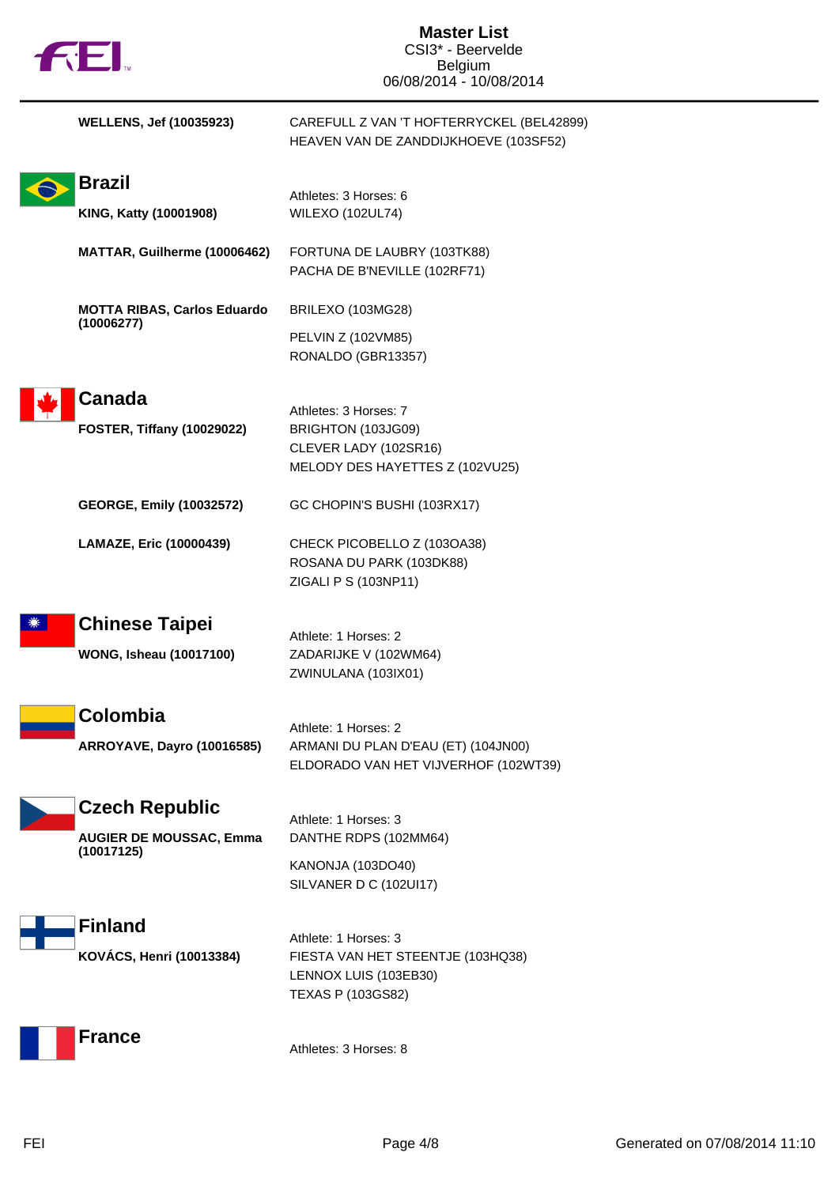| Athlete | Horses |
| --- | --- |
| **WELLENS, Jef (10035923)** | CAREFULL Z VAN 'T HOFTERRYCKEL (BEL42899)<br>HEAVEN VAN DE ZANDDIJKHOEVE (103SF52) |

## Brazil

Athletes: 3 Horses: 6

| Athlete | Horses |
| --- | --- |
| **KING, Katty (10001908)** | WILEXO (102UL74) |
| **MATTAR, Guilherme (10006462)** | FORTUNA DE LAUBRY (103TK88)<br>PACHA DE B'NEVILLE (102RF71) |
| **MOTTA RIBAS, Carlos Eduardo (10006277)** | BRILEXO (103MG28)<br>PELVIN Z (102VM85)<br>RONALDO (GBR13357) |

## Canada

Athletes: 3 Horses: 7

| Athlete | Horses |
| --- | --- |
| **FOSTER, Tiffany (10029022)** | BRIGHTON (103JG09)<br>CLEVER LADY (102SR16)<br>MELODY DES HAYETTES Z (102VU25) |
| **GEORGE, Emily (10032572)** | GC CHOPIN'S BUSHI (103RX17) |
| **LAMAZE, Eric (10000439)** | CHECK PICOBELLO Z (103OA38)<br>ROSANA DU PARK (103DK88)<br>ZIGALI P S (103NP11) |

## Chinese Taipei

Athlete: 1 Horses: 2

| Athlete | Horses |
| --- | --- |
| **WONG, Isheau (10017100)** | ZADARIJKE V (102WM64)<br>ZWINULANA (103IX01) |

## Colombia

Athlete: 1 Horses: 2

| Athlete | Horses |
| --- | --- |
| **ARROYAVE, Dayro (10016585)** | ARMANI DU PLAN D'EAU (ET) (104JN00)<br>ELDORADO VAN HET VIJVERHOF (102WT39) |

## Czech Republic

Athlete: 1 Horses: 3

| Athlete | Horses |
| --- | --- |
| **AUGIER DE MOUSSAC, Emma (10017125)** | DANTHE RDPS (102MM64)<br>KANONJA (103DO40)<br>SILVANER D C (102UI17) |

## Finland

Athlete: 1 Horses: 3

| Athlete | Horses |
| --- | --- |
| **KOVÁCS, Henri (10013384)** | FIESTA VAN HET STEENTJE (103HQ38)<br>LENNOX LUIS (103EB30)<br>TEXAS P (103GS82) |

## France

Athletes: 3 Horses: 8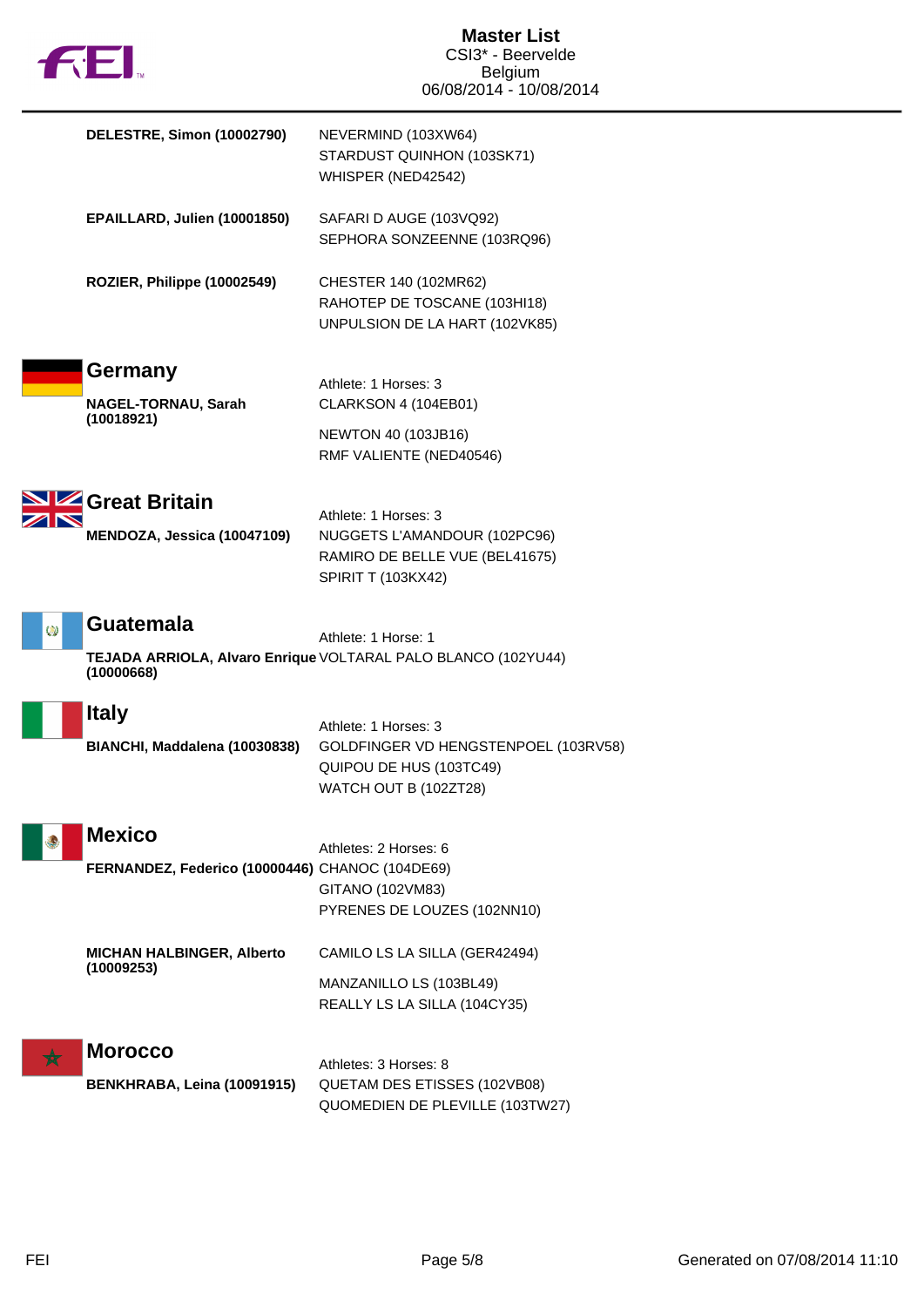# Master List
CSI3* - Beervelde
Belgium
06/08/2014 - 10/08/2014

**DELESTRE, Simon (10002790)**
NEVERMIND (103XW64)
STARDUST QUINHON (103SK71)
WHISPER (NED42542)

**EPAILLARD, Julien (10001850)**
SAFARI D AUGE (103VQ92)
SEPHORA SONZEENNE (103RQ96)

**ROZIER, Philippe (10002549)**
CHESTER 140 (102MR62)
RAHOTEP DE TOSCANE (103HI18)
UNPULSION DE LA HART (102VK85)

## Germany

Athlete: 1 Horses: 3

**NAGEL-TORNAU, Sarah (10018921)**
CLARKSON 4 (104EB01)
NEWTON 40 (103JB16)
RMF VALIENTE (NED40546)

## Great Britain

Athlete: 1 Horses: 3

**MENDOZA, Jessica (10047109)**
NUGGETS L'AMANDOUR (102PC96)
RAMIRO DE BELLE VUE (BEL41675)
SPIRIT T (103KX42)

## Guatemala

Athlete: 1 Horse: 1

**TEJADA ARRIOLA, Alvaro Enrique (10000668)**
VOLTARAL PALO BLANCO (102YU44)

## Italy

Athlete: 1 Horses: 3

**BIANCHI, Maddalena (10030838)**
GOLDFINGER VD HENGSTENPOEL (103RV58)
QUIPOU DE HUS (103TC49)
WATCH OUT B (102ZT28)

## Mexico

Athletes: 2 Horses: 6

**FERNANDEZ, Federico (10000446)**
CHANOC (104DE69)
GITANO (102VM83)
PYRENES DE LOUZES (102NN10)

**MICHAN HALBINGER, Alberto (10009253)**
CAMILO LS LA SILLA (GER42494)
MANZANILLO LS (103BL49)
REALLY LS LA SILLA (104CY35)

## Morocco

Athletes: 3 Horses: 8

**BENKHRABA, Leina (10091915)**
QUETAM DES ETISSES (102VB08)
QUOMEDIEN DE PLEVILLE (103TW27)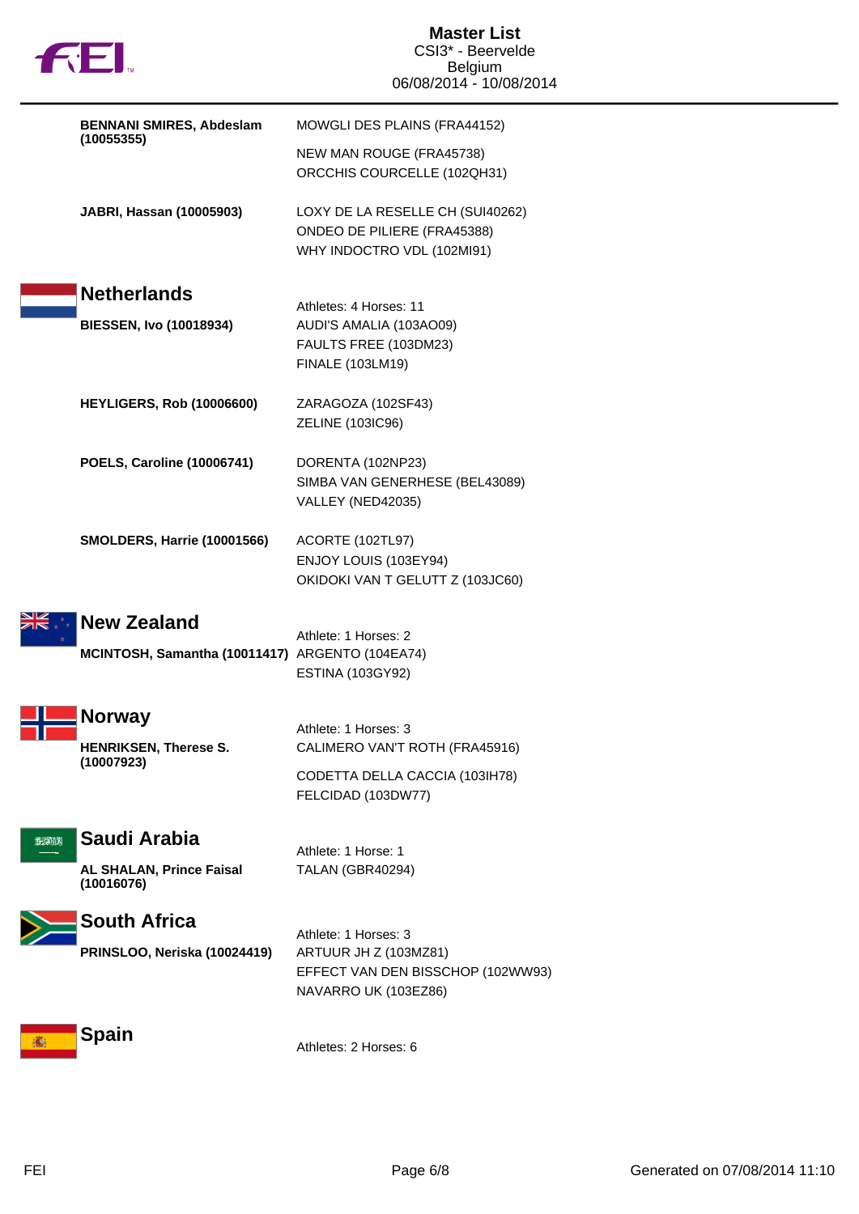**BENNANI SMIRES, Abdeslam (10055355)**
- MOWGLI DES PLAINS (FRA44152)
- NEW MAN ROUGE (FRA45738)
- ORCCHIS COURCELLE (102QH31)

**JABRI, Hassan (10005903)**
- LOXY DE LA RESELLE CH (SUI40262)
- ONDEO DE PILIERE (FRA45388)
- WHY INDOCTRO VDL (102MI91)

## Netherlands

Athletes: 4 Horses: 11

**BIESSEN, Ivo (10018934)**
- AUDI'S AMALIA (103AO09)
- FAULTS FREE (103DM23)
- FINALE (103LM19)

**HEYLIGERS, Rob (10006600)**
- ZARAGOZA (102SF43)
- ZELINE (103IC96)

**POELS, Caroline (10006741)**
- DORENTA (102NP23)
- SIMBA VAN GENERHESE (BEL43089)
- VALLEY (NED42035)

**SMOLDERS, Harrie (10001566)**
- ACORTE (102TL97)
- ENJOY LOUIS (103EY94)
- OKIDOKI VAN T GELUTT Z (103JC60)

## New Zealand

Athlete: 1 Horses: 2

**MCINTOSH, Samantha (10011417)**
- ARGENTO (104EA74)
- ESTINA (103GY92)

## Norway

Athlete: 1 Horses: 3

**HENRIKSEN, Therese S. (10007923)**
- CALIMERO VAN'T ROTH (FRA45916)
- CODETTA DELLA CACCIA (103IH78)
- FELCIDAD (103DW77)

## Saudi Arabia

Athlete: 1 Horse: 1

**AL SHALAN, Prince Faisal (10016076)**
- TALAN (GBR40294)

## South Africa

Athlete: 1 Horses: 3

**PRINSLOO, Neriska (10024419)**
- ARTUUR JH Z (103MZ81)
- EFFECT VAN DEN BISSCHOP (102WW93)
- NAVARRO UK (103EZ86)

## Spain

Athletes: 2 Horses: 6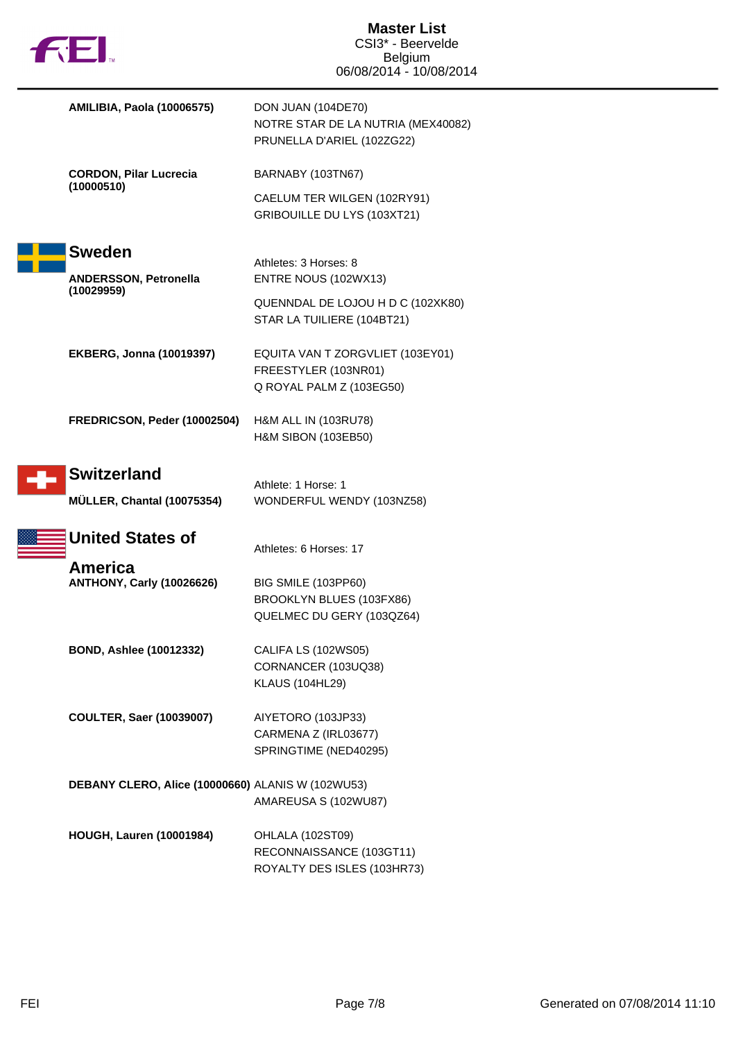| | |
|---|---|
| **AMILIBIA, Paola (10006575)** | DON JUAN (104DE70)<br>NOTRE STAR DE LA NUTRIA (MEX40082)<br>PRUNELLA D'ARIEL (102ZG22) |
| **CORDON, Pilar Lucrecia (10000510)** | BARNABY (103TN67)<br>CAELUM TER WILGEN (102RY91)<br>GRIBOUILLE DU LYS (103XT21) |

## Sweden

Athletes: 3 Horses: 8

| | |
|---|---|
| **ANDERSSON, Petronella (10029959)** | ENTRE NOUS (102WX13)<br>QUENNDAL DE LOJOU H D C (102XK80)<br>STAR LA TUILIERE (104BT21) |
| **EKBERG, Jonna (10019397)** | EQUITA VAN T ZORGVLIET (103EY01)<br>FREESTYLER (103NR01)<br>Q ROYAL PALM Z (103EG50) |
| **FREDRICSON, Peder (10002504)** | H&M ALL IN (103RU78)<br>H&M SIBON (103EB50) |

## Switzerland

Athlete: 1 Horse: 1

| | |
|---|---|
| **MÜLLER, Chantal (10075354)** | WONDERFUL WENDY (103NZ58) |

## United States of America

Athletes: 6 Horses: 17

| | |
|---|---|
| **ANTHONY, Carly (10026626)** | BIG SMILE (103PP60)<br>BROOKLYN BLUES (103FX86)<br>QUELMEC DU GERY (103QZ64) |
| **BOND, Ashlee (10012332)** | CALIFA LS (102WS05)<br>CORNANCER (103UQ38)<br>KLAUS (104HL29) |
| **COULTER, Saer (10039007)** | AIYETORO (103JP33)<br>CARMENA Z (IRL03677)<br>SPRINGTIME (NED40295) |
| **DEBANY CLERO, Alice (10000660)** | ALANIS W (102WU53)<br>AMAREUSA S (102WU87) |
| **HOUGH, Lauren (10001984)** | OHLALA (102ST09)<br>RECONNAISSANCE (103GT11)<br>ROYALTY DES ISLES (103HR73) |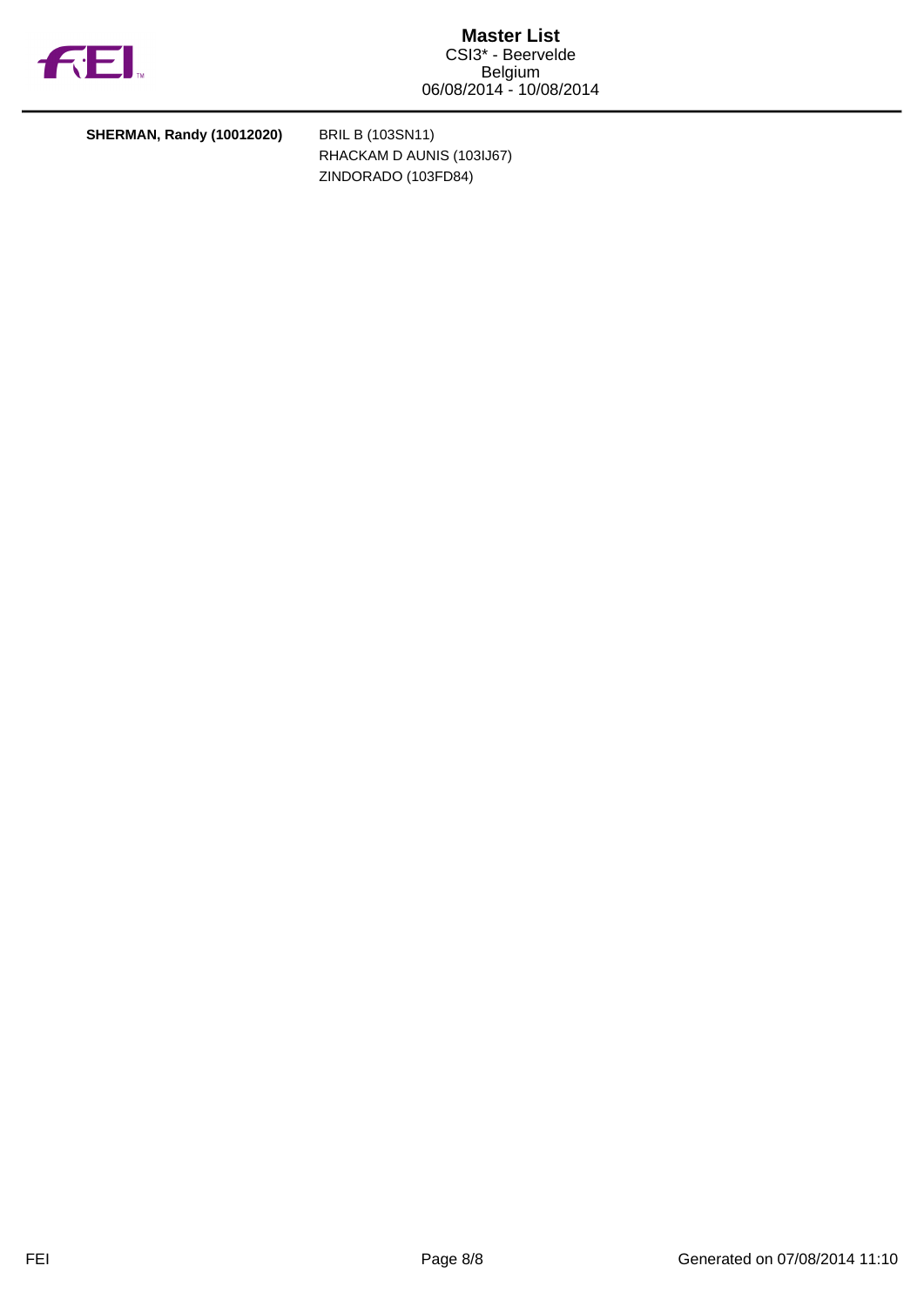**SHERMAN, Randy (10012020)**

BRIL B (103SN11)
RHACKAM D AUNIS (103IJ67)
ZINDORADO (103FD84)